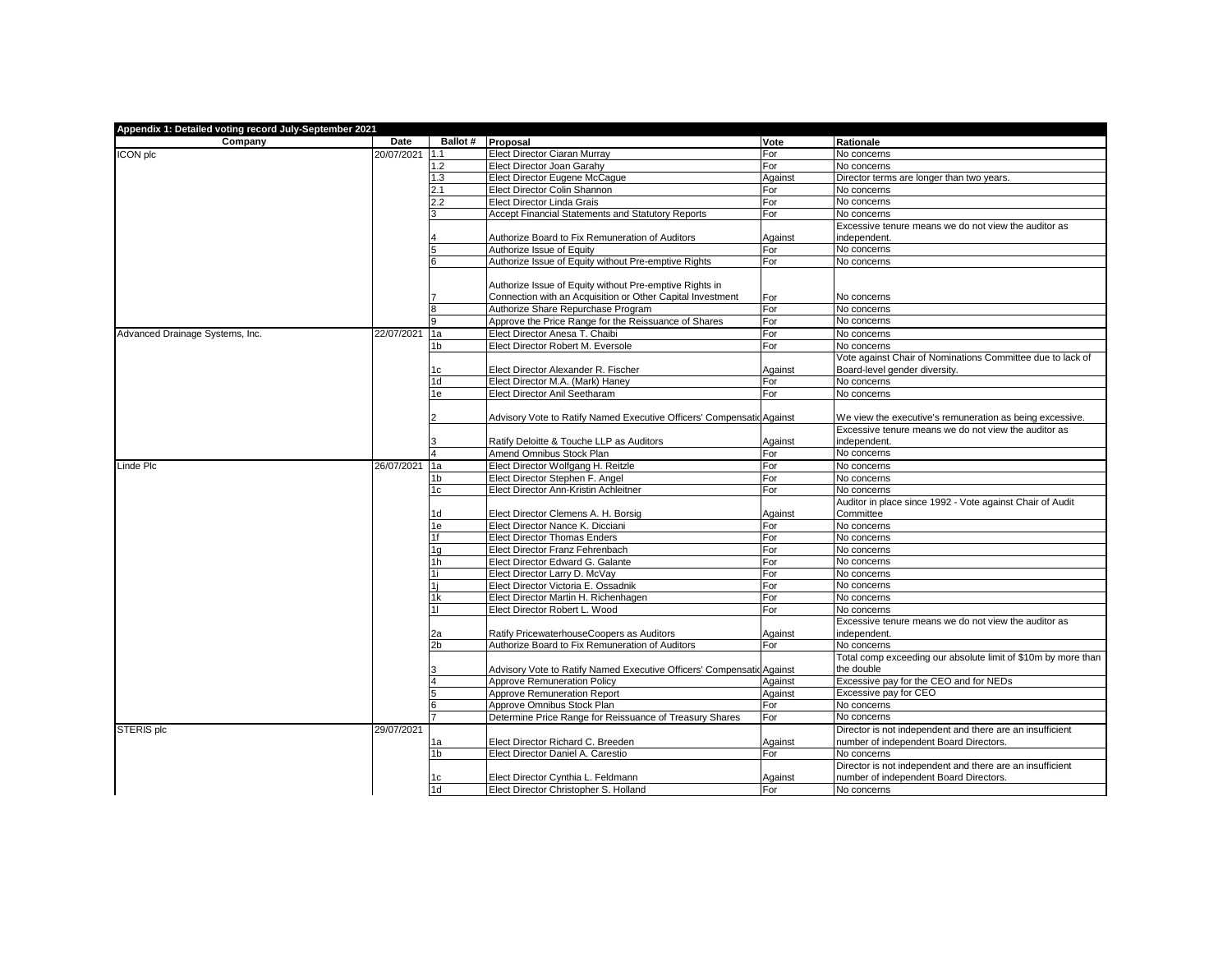**Appendix 1: Detailed voting record July-September 2021**

| Company | Date | Ballot # | Proposal | Vote | Rationale |
|---|---|---|---|---|---|
| ICON plc | 20/07/2021 | 1.1 | Elect Director Ciaran Murray | For | No concerns |
| | | 1.2 | Elect Director Joan Garahy | For | No concerns |
| | | 1.3 | Elect Director Eugene McCague | Against | Director terms are longer than two years. |
| | | 2.1 | Elect Director Colin Shannon | For | No concerns |
| | | 2.2 | Elect Director Linda Grais | For | No concerns |
| | | 3 | Accept Financial Statements and Statutory Reports | For | No concerns |
| | | 4 | Authorize Board to Fix Remuneration of Auditors | Against | Excessive tenure means we do not view the auditor as independent. |
| | | 5 | Authorize Issue of Equity | For | No concerns |
| | | 6 | Authorize Issue of Equity without Pre-emptive Rights | For | No concerns |
| | | 7 | Authorize Issue of Equity without Pre-emptive Rights in Connection with an Acquisition or Other Capital Investment | For | No concerns |
| | | 8 | Authorize Share Repurchase Program | For | No concerns |
| | | 9 | Approve the Price Range for the Reissuance of Shares | For | No concerns |
| Advanced Drainage Systems, Inc. | 22/07/2021 | 1a | Elect Director Anesa T. Chaibi | For | No concerns |
| | | 1b | Elect Director Robert M. Eversole | For | No concerns |
| | | 1c | Elect Director Alexander R. Fischer | Against | Vote against Chair of Nominations Committee due to lack of Board-level gender diversity. |
| | | 1d | Elect Director M.A. (Mark) Haney | For | No concerns |
| | | 1e | Elect Director Anil Seetharam | For | No concerns |
| | | 2 | Advisory Vote to Ratify Named Executive Officers' Compensatio | Against | We view the executive's remuneration as being excessive. |
| | | 3 | Ratify Deloitte & Touche LLP as Auditors | Against | Excessive tenure means we do not view the auditor as independent. |
| | | 4 | Amend Omnibus Stock Plan | For | No concerns |
| Linde Plc | 26/07/2021 | 1a | Elect Director Wolfgang H. Reitzle | For | No concerns |
| | | 1b | Elect Director Stephen F. Angel | For | No concerns |
| | | 1c | Elect Director Ann-Kristin Achleitner | For | No concerns |
| | | 1d | Elect Director Clemens A. H. Borsig | Against | Auditor in place since 1992 - Vote against Chair of Audit Committee |
| | | 1e | Elect Director Nance K. Dicciani | For | No concerns |
| | | 1f | Elect Director Thomas Enders | For | No concerns |
| | | 1g | Elect Director Franz Fehrenbach | For | No concerns |
| | | 1h | Elect Director Edward G. Galante | For | No concerns |
| | | 1i | Elect Director Larry D. McVay | For | No concerns |
| | | 1j | Elect Director Victoria E. Ossadnik | For | No concerns |
| | | 1k | Elect Director Martin H. Richenhagen | For | No concerns |
| | | 1l | Elect Director Robert L. Wood | For | No concerns |
| | | 2a | Ratify PricewaterhouseCoopers as Auditors | Against | Excessive tenure means we do not view the auditor as independent. |
| | | 2b | Authorize Board to Fix Remuneration of Auditors | For | No concerns |
| | | 3 | Advisory Vote to Ratify Named Executive Officers' Compensatio | Against | Total comp exceeding our absolute limit of $10m by more than the double |
| | | 4 | Approve Remuneration Policy | Against | Excessive pay for the CEO and for NEDs |
| | | 5 | Approve Remuneration Report | Against | Excessive pay for CEO |
| | | 6 | Approve Omnibus Stock Plan | For | No concerns |
| | | 7 | Determine Price Range for Reissuance of Treasury Shares | For | No concerns |
| STERIS plc | 29/07/2021 | 1a | Elect Director Richard C. Breeden | Against | Director is not independent and there are an insufficient number of independent Board Directors. |
| | | 1b | Elect Director Daniel A. Carestio | For | No concerns |
| | | 1c | Elect Director Cynthia L. Feldmann | Against | Director is not independent and there are an insufficient number of independent Board Directors. |
| | | 1d | Elect Director Christopher S. Holland | For | No concerns |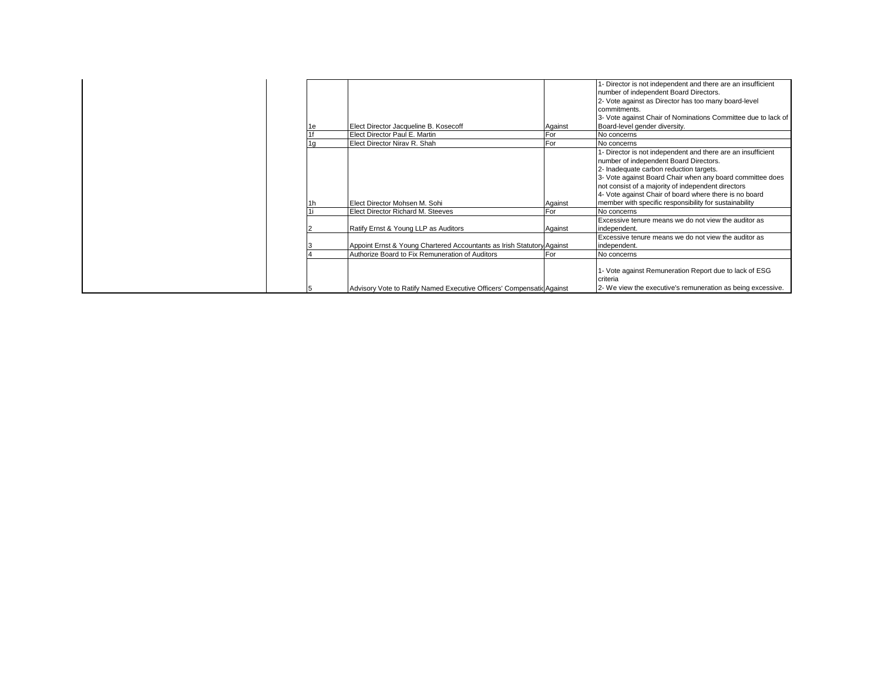| | | | | | |
|---|---|---|---|---|---|
| | | 1e | Elect Director Jacqueline B. Kosecoff | Against | 1- Director is not independent and there are an insufficient number of independent Board Directors.<br>2- Vote against as Director has too many board-level commitments.<br>3- Vote against Chair of Nominations Committee due to lack of Board-level gender diversity. |
| | | 1f | Elect Director Paul E. Martin | For | No concerns |
| | | 1g | Elect Director Nirav R. Shah | For | No concerns |
| | | 1h | Elect Director Mohsen M. Sohi | Against | 1- Director is not independent and there are an insufficient number of independent Board Directors.<br>2- Inadequate carbon reduction targets.<br>3- Vote against Board Chair when any board committee does not consist of a majority of independent directors<br>4- Vote against Chair of board where there is no board member with specific responsibility for sustainability |
| | | 1i | Elect Director Richard M. Steeves | For | No concerns |
| | | 2 | Ratify Ernst & Young LLP as Auditors | Against | Excessive tenure means we do not view the auditor as independent. |
| | | 3 | Appoint Ernst & Young Chartered Accountants as Irish Statutory | Against | Excessive tenure means we do not view the auditor as independent. |
| | | 4 | Authorize Board to Fix Remuneration of Auditors | For | No concerns |
| | | 5 | Advisory Vote to Ratify Named Executive Officers' Compensatio | Against | 1- Vote against Remuneration Report due to lack of ESG criteria<br>2- We view the executive's remuneration as being excessive. |